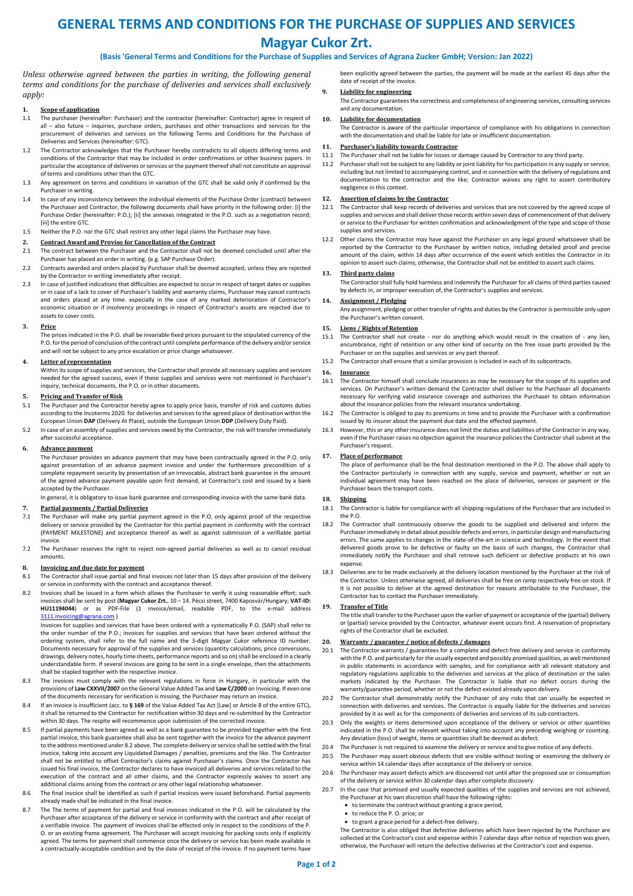# GENERAL TERMS AND CONDITIONS FOR THE PURCHASE OF SUPPLIES AND SERVICES

# Magyar Cukor Zrt.

**(Basis 'General Terms and Conditions for the Purchase of Supplies and Services of Agrana Zucker GmbH; Version: Jan 2022)**

*Unless otherwise agreed between the parties in writing, the following general terms and conditions for the purchase of deliveries and services shall exclusively apply:*

## 1. Scope of application

1.1 The purchaser (hereinafter: Purchaser) and the contractor (hereinafter: Contractor) agree in respect of all – also future – inquiries, purchase orders, purchases and other transactions and services for the procurement of deliveries and services on the following Terms and Conditions for the Purchase of Deliveries and Services (hereinafter: GTC).

1.2 The Contractor acknowledges that the Purchaser hereby contradicts to all objects differing terms and conditions of the Contractor that may be included in order confirmations or other business papers. In particular the acceptance of deliveries or services or the payment thereof shall not constitute an approval of terms and conditions other than the GTC.

1.3 Any agreement on terms and conditions in variation of the GTC shall be valid only if confirmed by the Purchaser in writing.

1.4 In case of any inconsistency between the individual elements of the Purchase Order (contract) between the Purchaser and Contractor, the following documents shall have priority in the following order: [i] the Purchase Order (hereinafter: P.O.); [ii] the annexes integrated in the P.O. such as a negotiation record; [iii] the entire GTC.

1.5 Neither the P.O. nor the GTC shall restrict any other legal claims the Purchaser may have.

## 2. Contract Award and Proviso for Cancellation of the Contract

2.1 The contract between the Purchaser and the Contractor shall not be deemed concluded until after the Purchaser has placed an order in writing. (e.g. SAP Purchase Order).

2.2 Contracts awarded and orders placed by Purchaser shall be deemed accepted, unless they are rejected by the Contractor in writing immediately after receipt.

2.3 In case of justified indications that difficulties are expected to occur in respect of target dates or supplies or in case of a lack to cover of Purchaser's liability and warranty claims, Purchaser may cancel contracts and orders placed at any time. especially in the case of any marked deterioration of Contractor's economic situation or if insolvency proceedings in respect of Contractor's assets are rejected due to assets to cover costs.

## 3. Price

The prices indicated in the P.O. shall be invariable fixed prices pursuant to the stipulated currency of the P.O. for the period of conclusion of the contract until complete performance of the delivery and/or service and will not be subject to any price escalation or price change whatsoever.

## 4. Letter of representation

Within its scope of supplies and services, the Contractor shall provide all necessary supplies and services needed for the agreed success, even if these supplies and services were not mentioned in Purchaser's inquiry, technical documents, the P.O. or in other documents.

## 5. Pricing and Transfer of Risk

5.1 The Purchaser and the Contractor hereby agree to apply price basis, transfer of risk and customs duties according to the Incoterms 2020. for deliveries and services to the agreed place of destination within the European Union **DAP** (Delivery At Place), outside the European Union **DDP** (Delivery Duty Paid).

5.2 In case of an assembly of supplies and services owed by the Contractor, the risk will transfer immediately after successful acceptance.

## 6. Advance payment

The Purchaser provides an advance payment that may have been contractually agreed in the P.O. only against presentation of an advance payment invoice and under the furthermore precondition of a complete repayment security by presentation of an irrevocable, abstract bank guarantee in the amount of the agreed advance payment payable upon first demand, at Contractor's cost and issued by a bank accepted by the Purchaser.

In general, it is obligatory to issue bank guarantee and corresponding invoice with the same bank data.

## 7. Partial payments / Partial Deliveries

7.1 The Purchaser will make any partial payment agreed in the P.O. only against proof of the respective delivery or service provided by the Contractor for this partial payment in conformity with the contract (PAYMENT MILESTONE) and acceptance thereof as well as against submission of a verifiable partial invoice.

7.2 The Purchaser reserves the right to reject non-agreed partial deliveries as well as to cancel residual amounts.

## 8. Invoicing and due date for payment

8.1 The Contractor shall issue partial and final invoices not later than 15 days after provision of the delivery or service in conformity with the contract and acceptance thereof.

8.2 Invoices shall be issued in a form which allows the Purchaser to verify it using reasonable effort; such invoices shall be sent by post (**Magyar Cukor Zrt.**, 10 – 14. Pécsi street, 7400 Kaposvár/Hungary; **VAT-ID: HU11194044**) or as PDF-File (1 invoice/email, readable PDF, to the e-mail address 3111.invoicing@agrana.com )

Invoices for supplies and services that have been ordered with a systematically P.O. (SAP) shall refer to the order number of the P.O.; invoices for supplies and services that have been ordered without the ordering system, shall refer to the full name and the 3-digit Magyar Cukor reference ID number. Documents necessary for approval of the supplies and services (quantity calculations, price conversions, drawings, delivery notes, hourly time sheets, performance reports and so on) shall be enclosed in a clearly understandable form. If several invoices are going to be sent in a single envelope, then the attachments shall be stapled together with the respective invoice.

8.3 The invoices must comply with the relevant regulations in force in Hungary, in particular with the provisions of **Law CXXVII/2007** on the General Value Added Tax and **Law C/2000** on Invoicing. If even one of the documents necessary for verification is missing, the Purchaser may return an invoice.

8.4 If an invoice is insufficient (acc. to **§ 169** of the Value Added Tax Act [Law] or Article 8 of the entire GTC), it shall be returned to the Contractor for rectification within 30 days and re-submitted by the Contractor within 30 days. The respite will recommence upon submission of the corrected invoice.

8.5 If partial payments have been agreed as well as a bank guarantee to be provided together with the first partial invoice, this bank guarantee shall also be sent together with the invoice for the advance payment to the address mentioned under 8.2 above. The complete delivery or service shall be settled with the final invoice, taking into account any Liquidated Damages / penalties, premiums and the like. The Contractor shall not be entitled to offset Contractor's claims against Purchaser's claims. Once the Contractor has issued his final invoice, the Contractor declares to have invoiced all deliveries and services related to the execution of the contract and all other claims, and the Contractor expressly waives to assert any additional claims arising from the contract or any other legal relationship whatsoever.

8.6 The final invoice shall be identified as such if partial invoices were issued beforehand. Partial payments already made shall be indicated in the final invoice.

8.7 The The terms of payment for partial and final invoices indicated in the P.O. will be calculated by the Purchaser after acceptance of the delivery or service in conformity with the contract and after receipt of a verifiable invoice. The payment of invoices shall be effected only in respect to the conditions of the P. O. or an existing frame agreement. The Purchaser will accept invoicing for packing costs only if explicitly agreed. The terms for payment shall commence once the delivery or service has been made available in a contractually-acceptable condition and by the date of receipt of the invoice. If no payment terms have been explicitly agreed between the parties, the payment will be made at the earliest 45 days after the date of receipt of the invoice.

## 9. Liability for engineering

The Contractor guarantees the correctness and completeness of engineering services, consulting services and any documentation.

## 10. Liability for documentation

The Contractor is aware of the particular importance of compliance with his obligations in connection with the documentation and shall be liable for late or insufficient documentation.

## 11. Purchaser's liability towards Contractor

11.1 The Purchaser shall not be liable for losses or damage caused by Contractor to any third party.

11.2 Purchaser shall not be subject to any liability or joint liability for his participation in any supply or service, including but not limited to accompanying control, and in connection with the delivery of regulations and documentation to the contractor and the like; Contractor waives any right to assert contributory negligence in this context.

## 12. Assertion of claims by the Contractor

12.1 The Contractor shall keep records of deliveries and services that are not covered by the agreed scope of supplies and services and shall deliver those records within seven days of commencement of that delivery or service to the Purchaser for written confirmation and acknowledgment of the type and scope of those supplies and services.

12.2 Other claims the Contractor may have against the Purchaser on any legal ground whatsoever shall be reported by the Contractor to the Purchaser by written notice, including detailed proof and precise amount of the claim, within 14 days after occurrence of the event which entitles the Contractor in its opinion to assert such claims; otherwise, the Contractor shall not be entitled to assert such claims.

## 13. Third party claims

The Contractor shall fully hold harmless and indemnify the Purchaser for all claims of third parties caused by defects in, or improper execution of, the Contractor's supplies and services.

## 14. Assignment / Pledging

Any assignment, pledging or other transfer of rights and duties by the Contractor is permissible only upon the Purchaser's written consent.

## 15. Liens / Rights of Retention

15.1 The Contractor shall not create - nor do anything which would result in the creation of - any lien, encumbrance, right of retention or any other kind of security on the free issue parts provided by the Purchaser or on the supplies and services or any part thereof.

15.2 The Contractor shall ensure that a similar provision is included in each of its subcontracts.

## 16. Insurance

16.1 The Contractor himself shall conclude insurances as may be necessary for the scope of its supplies and services. On Purchaser's written demand the Contractor shall deliver to the Purchaser all documents necessary for verifying valid insurance coverage and authorizes the Purchaser to obtain information about the insurance policies from the relevant insurance undertaking.

16.2 The Contractor is obliged to pay its premiums in time and to provide the Purchaser with a confirmation issued by its insurer about the payment due date and the effected payment.

16.3 However, this or any other insurance does not limit the duties and liabilities of the Contractor in any way, even if the Purchaser raises no objection against the insurance policies the Contractor shall submit at the Purchaser's request.

## 17. Place of performance

The place of performance shall be the final destination mentioned in the P.O. The above shall apply to the Contractor particularly in connection with any supply, service and payment, whether or not an individual agreement may have been reached on the place of deliveries, services or payment or the Purchaser bears the transport costs.

## 18. Shipping

18.1 The Contractor is liable for compliance with all shipping regulations of the Purchaser that are included in the P.O.

18.2 The Contractor shall continuously observe the goods to be supplied and delivered and inform the Purchaser immediately in detail about possible defects and errors, in particular design and manufacturing errors. The same applies to changes in the state-of-the-art in science and technology. In the event that delivered goods prove to be defective or faulty on the basis of such changes, the Contractor shall immediately notify the Purchaser and shall retrieve such deficient or defective products at his own expense.

18.3 Deliveries are to be made exclusively at the delivery location mentioned by the Purchaser at the risk of the Contractor. Unless otherwise agreed, all deliveries shall be free on ramp respectively free on stock. If it is not possible to deliver at the agreed destination for reasons attributable to the Purchaser, the Contractor has to contact the Purchaser immediately.

## 19. Transfer of Title

The title shall transfer to the Purchaser upon the earlier of payment or acceptance of the (partial) delivery or (partial) service provided by the Contractor, whatever event occurs first. A reservation of proprietary rights of the Contractor shall be excluded.

## 20. Warranty / guarantee / notice of defects / damages

20.1 The Contractor warrants / guarantees for a complete and defect-free delivery and service in conformity with the P.O. and particularly for the usually expected and possibly promised qualities, as well mentioned in public statements in accordance with samples, and for compliance with all relevant statutory and regulatory regulations applicable to the deliveries and services at the place of destination or the sales markets indicated by the Purchaser. The Contractor is liable that no defect occurs during the warranty/guarantee period, whether or not the defect existed already upon delivery.

20.2 The Contractor shall demonstrably notify the Purchaser of any risks that can usually be expected in connection with deliveries and services. The Contractor is equally liable for the deliveries and services provided by it as well as for the components of deliveries and services of its sub-contractors.

20.3 Only the weights or items determined upon acceptance of the delivery or service or other quantities indicated in the P.O. shall be relevant without taking into account any preceding weighing or counting. Any deviation (loss) of weight, items or quantities shall be deemed as defect.

20.4 The Purchaser is not required to examine the delivery or service and to give notice of any defects.

20.5 The Purchaser may assert obvious defects that are visible without testing or examining the delivery or service within 14 calendar days after acceptance of the delivery or service.

20.6 The Purchaser may assert defects which are discovered not until after the proposed use or consumption of the delivery or service within 30 calendar days after complete discovery.

20.7 In the case that promised and usually expected qualities of the supplies and services are not achieved, the Purchaser at his own discretion shall have the following rights:

- to terminate the contract without granting a grace period,
- to reduce the P. O. price; or
- to grant a grace period for a defect-free delivery.

The Contractor is also obliged that defective deliveries which have been rejected by the Purchaser are collected at the Contractor's cost and expense within 7 calendar days after notice of rejection was given, otherwise, the Purchaser will return the defective deliveries at the Contractor's cost and expense.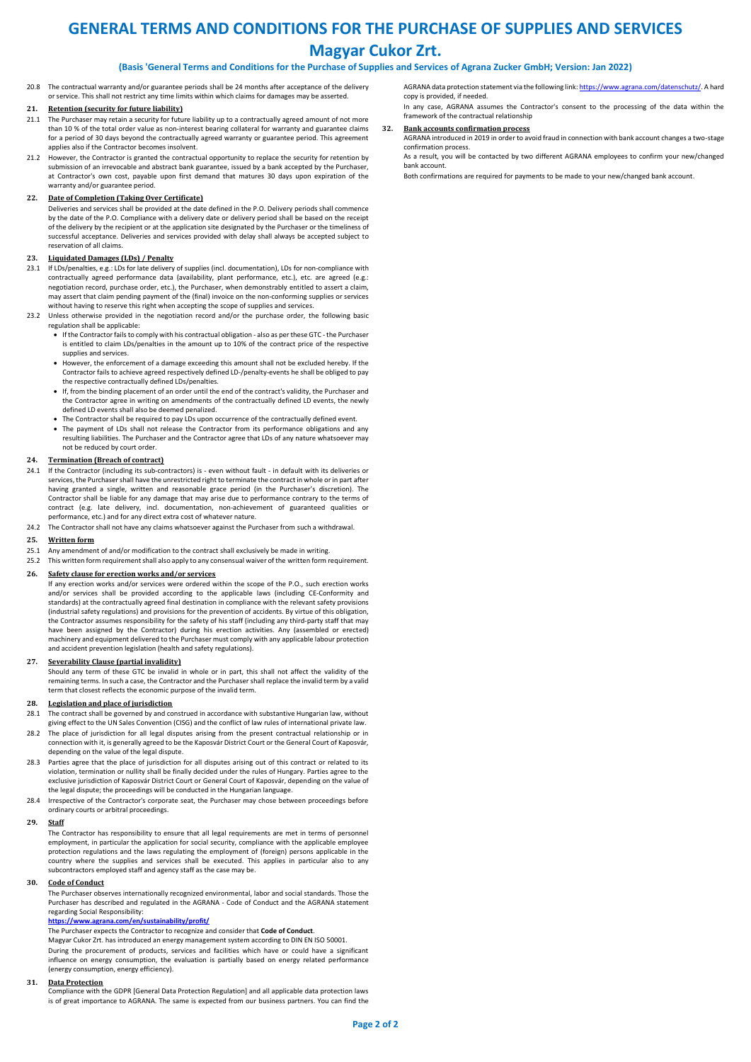# GENERAL TERMS AND CONDITIONS FOR THE PURCHASE OF SUPPLIES AND SERVICES

# Magyar Cukor Zrt.

**(Basis 'General Terms and Conditions for the Purchase of Supplies and Services of Agrana Zucker GmbH; Version: Jan 2022)**

20.8 The contractual warranty and/or guarantee periods shall be 24 months after acceptance of the delivery or service. This shall not restrict any time limits within which claims for damages may be asserted.

## 21. Retention (security for future liability)

21.1 The Purchaser may retain a security for future liability up to a contractually agreed amount of not more than 10 % of the total order value as non-interest bearing collateral for warranty and guarantee claims for a period of 30 days beyond the contractually agreed warranty or guarantee period. This agreement applies also if the Contractor becomes insolvent.

21.2 However, the Contractor is granted the contractual opportunity to replace the security for retention by submission of an irrevocable and abstract bank guarantee, issued by a bank accepted by the Purchaser, at Contractor's own cost, payable upon first demand that matures 30 days upon expiration of the warranty and/or guarantee period.

## 22. Date of Completion (Taking Over Certificate)

Deliveries and services shall be provided at the date defined in the P.O. Delivery periods shall commence by the date of the P.O. Compliance with a delivery date or delivery period shall be based on the receipt of the delivery by the recipient or at the application site designated by the Purchaser or the timeliness of successful acceptance. Deliveries and services provided with delay shall always be accepted subject to reservation of all claims.

## 23. Liquidated Damages (LDs) / Penalty

23.1 If LDs/penalties, e.g.: LDs for late delivery of supplies (incl. documentation), LDs for non-compliance with contractually agreed performance data (availability, plant performance, etc.), etc. are agreed (e.g.: negotiation record, purchase order, etc.), the Purchaser, when demonstrably entitled to assert a claim, may assert that claim pending payment of the (final) invoice on the non-conforming supplies or services without having to reserve this right when accepting the scope of supplies and services.

23.2 Unless otherwise provided in the negotiation record and/or the purchase order, the following basic regulation shall be applicable:

- If the Contractor fails to comply with his contractual obligation - also as per these GTC - the Purchaser is entitled to claim LDs/penalties in the amount up to 10% of the contract price of the respective supplies and services.
- However, the enforcement of a damage exceeding this amount shall not be excluded hereby. If the Contractor fails to achieve agreed respectively defined LD-/penalty-events he shall be obliged to pay the respective contractually defined LDs/penalties.
- If, from the binding placement of an order until the end of the contract's validity, the Purchaser and the Contractor agree in writing on amendments of the contractually defined LD events, the newly defined LD events shall also be deemed penalized.
- The Contractor shall be required to pay LDs upon occurrence of the contractually defined event.
- The payment of LDs shall not release the Contractor from its performance obligations and any resulting liabilities. The Purchaser and the Contractor agree that LDs of any nature whatsoever may not be reduced by court order.

## 24. Termination (Breach of contract)

24.1 If the Contractor (including its sub-contractors) is - even without fault - in default with its deliveries or services, the Purchaser shall have the unrestricted right to terminate the contract in whole or in part after having granted a single, written and reasonable grace period (in the Purchaser's discretion). The Contractor shall be liable for any damage that may arise due to performance contrary to the terms of contract (e.g. late delivery, incl. documentation, non-achievement of guaranteed qualities or performance, etc.) and for any direct extra cost of whatever nature.

24.2 The Contractor shall not have any claims whatsoever against the Purchaser from such a withdrawal.

## 25. Written form

25.1 Any amendment of and/or modification to the contract shall exclusively be made in writing.

25.2 This written form requirement shall also apply to any consensual waiver of the written form requirement.

## 26. Safety clause for erection works and/or services

If any erection works and/or services were ordered within the scope of the P.O., such erection works and/or services shall be provided according to the applicable laws (including CE-Conformity and standards) at the contractually agreed final destination in compliance with the relevant safety provisions (industrial safety regulations) and provisions for the prevention of accidents. By virtue of this obligation, the Contractor assumes responsibility for the safety of his staff (including any third-party staff that may have been assigned by the Contractor) during his erection activities. Any (assembled or erected) machinery and equipment delivered to the Purchaser must comply with any applicable labour protection and accident prevention legislation (health and safety regulations).

## 27. Severability Clause (partial invalidity)

Should any term of these GTC be invalid in whole or in part, this shall not affect the validity of the remaining terms. In such a case, the Contractor and the Purchaser shall replace the invalid term by a valid term that closest reflects the economic purpose of the invalid term.

## 28. Legislation and place of jurisdiction

28.1 The contract shall be governed by and construed in accordance with substantive Hungarian law, without giving effect to the UN Sales Convention (CISG) and the conflict of law rules of international private law.

28.2 The place of jurisdiction for all legal disputes arising from the present contractual relationship or in connection with it, is generally agreed to be the Kaposvár District Court or the General Court of Kaposvár, depending on the value of the legal dispute.

28.3 Parties agree that the place of jurisdiction for all disputes arising out of this contract or related to its violation, termination or nullity shall be finally decided under the rules of Hungary. Parties agree to the exclusive jurisdiction of Kaposvár District Court or General Court of Kaposvár, depending on the value of the legal dispute; the proceedings will be conducted in the Hungarian language.

28.4 Irrespective of the Contractor's corporate seat, the Purchaser may chose between proceedings before ordinary courts or arbitral proceedings.

## 29. Staff

The Contractor has responsibility to ensure that all legal requirements are met in terms of personnel employment, in particular the application for social security, compliance with the applicable employee protection regulations and the laws regulating the employment of (foreign) persons applicable in the country where the supplies and services shall be executed. This applies in particular also to any subcontractors employed staff and agency staff as the case may be.

## 30. Code of Conduct

The Purchaser observes internationally recognized environmental, labor and social standards. Those the Purchaser has described and regulated in the AGRANA - Code of Conduct and the AGRANA statement regarding Social Responsibility:

**https://www.agrana.com/en/sustainability/profit/**

The Purchaser expects the Contractor to recognize and consider that **Code of Conduct**.

Magyar Cukor Zrt. has introduced an energy management system according to DIN EN ISO 50001.

During the procurement of products, services and facilities which have or could have a significant influence on energy consumption, the evaluation is partially based on energy related performance (energy consumption, energy efficiency).

## 31. Data Protection

Compliance with the GDPR [General Data Protection Regulation] and all applicable data protection laws is of great importance to AGRANA. The same is expected from our business partners. You can find the AGRANA data protection statement via the following link: https://www.agrana.com/datenschutz/. A hard copy is provided, if needed.

In any case, AGRANA assumes the Contractor's consent to the processing of the data within the framework of the contractual relationship

## 32. Bank accounts confirmation process

AGRANA introduced in 2019 in order to avoid fraud in connection with bank account changes a two-stage confirmation process.

As a result, you will be contacted by two different AGRANA employees to confirm your new/changed bank account.

Both confirmations are required for payments to be made to your new/changed bank account.